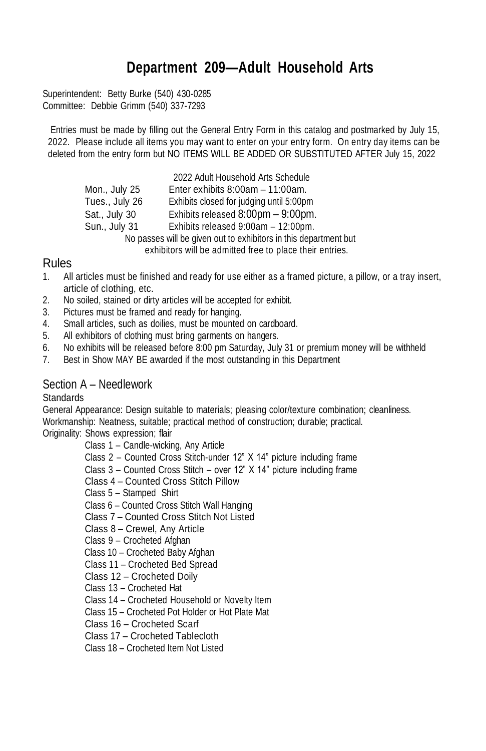# Department 209—Adult Household Arts

Superintendent: Betty Burke (540) 430-0285
Committee: Debbie Grimm (540) 337-7293

Entries must be made by filling out the General Entry Form in this catalog and postmarked by July 15, 2022. Please include all items you may want to enter on your entry form. On entry day items can be deleted from the entry form but NO ITEMS WILL BE ADDED OR SUBSTITUTED AFTER July 15, 2022

2022 Adult Household Arts Schedule

| | |
|---|---|
| Mon., July 25 | Enter exhibits 8:00am – 11:00am. |
| Tues., July 26 | Exhibits closed for judging until 5:00pm |
| Sat., July 30 | Exhibits released 8:00pm – 9:00pm. |
| Sun., July 31 | Exhibits released 9:00am – 12:00pm. |

No passes will be given out to exhibitors in this department but exhibitors will be admitted free to place their entries.

## Rules

1. All articles must be finished and ready for use either as a framed picture, a pillow, or a tray insert, article of clothing, etc.
2. No soiled, stained or dirty articles will be accepted for exhibit.
3. Pictures must be framed and ready for hanging.
4. Small articles, such as doilies, must be mounted on cardboard.
5. All exhibitors of clothing must bring garments on hangers.
6. No exhibits will be released before 8:00 pm Saturday, July 31 or premium money will be withheld
7. Best in Show MAY BE awarded if the most outstanding in this Department

## Section A – Needlework

Standards

General Appearance: Design suitable to materials; pleasing color/texture combination; cleanliness.
Workmanship: Neatness, suitable; practical method of construction; durable; practical.
Originality: Shows expression; flair

- Class 1 – Candle-wicking, Any Article
- Class 2 – Counted Cross Stitch-under 12" X 14" picture including frame
- Class 3 – Counted Cross Stitch – over 12" X 14" picture including frame
- Class 4 – Counted Cross Stitch Pillow
- Class 5 – Stamped Shirt
- Class 6 – Counted Cross Stitch Wall Hanging
- Class 7 – Counted Cross Stitch Not Listed
- Class 8 – Crewel, Any Article
- Class 9 – Crocheted Afghan
- Class 10 – Crocheted Baby Afghan
- Class 11 – Crocheted Bed Spread
- Class 12 – Crocheted Doily
- Class 13 – Crocheted Hat
- Class 14 – Crocheted Household or Novelty Item
- Class 15 – Crocheted Pot Holder or Hot Plate Mat
- Class 16 – Crocheted Scarf
- Class 17 – Crocheted Tablecloth
- Class 18 – Crocheted Item Not Listed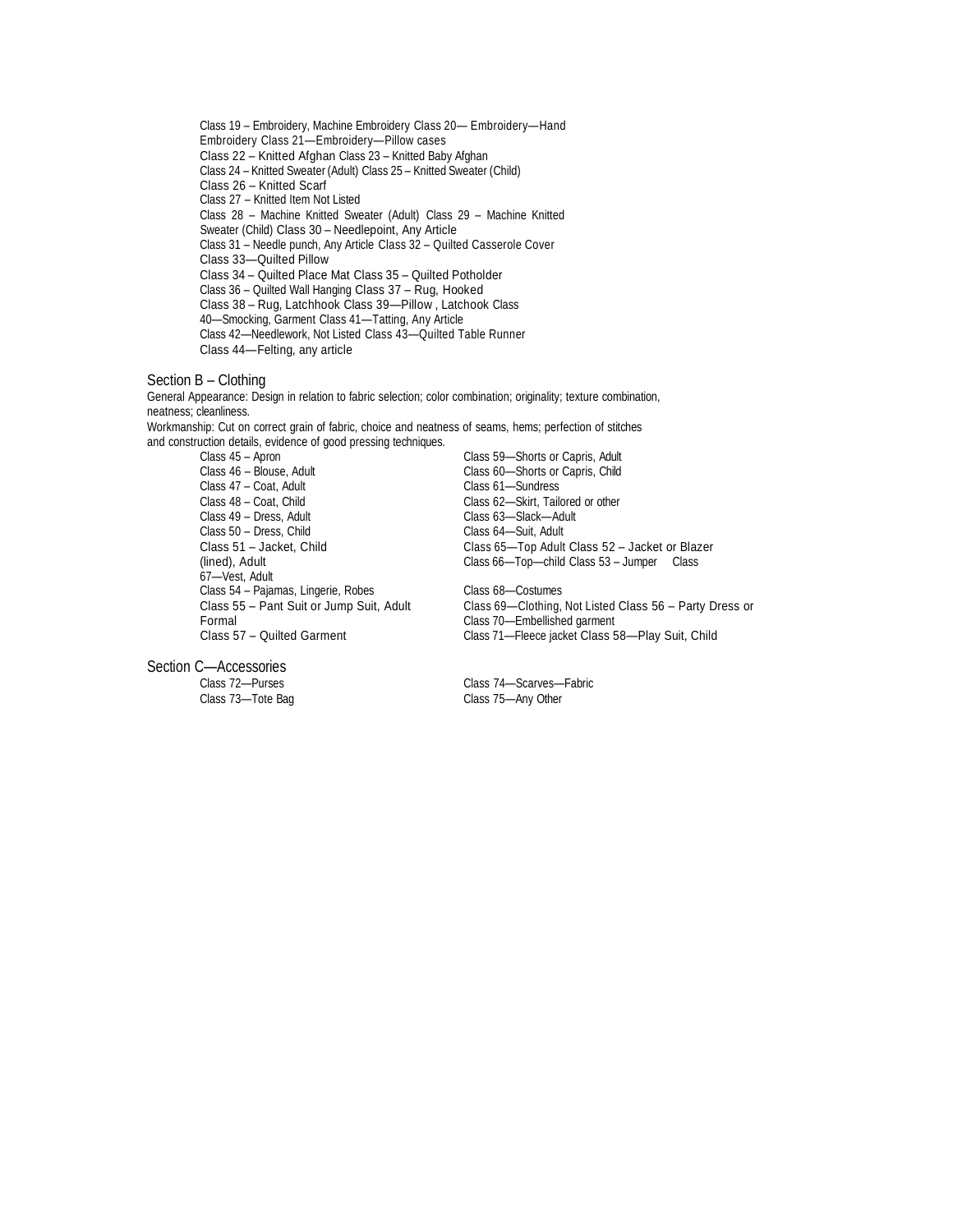Class 19 – Embroidery, Machine Embroidery Class 20— Embroidery—Hand Embroidery Class 21—Embroidery—Pillow cases
Class 22 – Knitted Afghan Class 23 – Knitted Baby Afghan
Class 24 – Knitted Sweater (Adult) Class 25 – Knitted Sweater (Child)
Class 26 – Knitted Scarf
Class 27 – Knitted Item Not Listed
Class 28 – Machine Knitted Sweater (Adult) Class 29 – Machine Knitted Sweater (Child) Class 30 – Needlepoint, Any Article
Class 31 – Needle punch, Any Article Class 32 – Quilted Casserole Cover
Class 33—Quilted Pillow
Class 34 – Quilted Place Mat Class 35 – Quilted Potholder
Class 36 – Quilted Wall Hanging Class 37 – Rug, Hooked
Class 38 – Rug, Latchhook Class 39—Pillow , Latchook Class 40—Smocking, Garment Class 41—Tatting, Any Article
Class 42—Needlework, Not Listed Class 43—Quilted Table Runner
Class 44—Felting, any article

## Section B – Clothing

General Appearance: Design in relation to fabric selection; color combination; originality; texture combination, neatness; cleanliness.
Workmanship: Cut on correct grain of fabric, choice and neatness of seams, hems; perfection of stitches and construction details, evidence of good pressing techniques.

Class 45 – Apron
Class 46 – Blouse, Adult
Class 47 – Coat, Adult
Class 48 – Coat, Child
Class 49 – Dress, Adult
Class 50 – Dress, Child
Class 51 – Jacket, Child
Class 52 – Jacket or Blazer (lined), Adult
Class 53 – Jumper
Class 54 – Pajamas, Lingerie, Robes
Class 55 – Pant Suit or Jump Suit, Adult
Class 56 – Party Dress or Formal
Class 57 – Quilted Garment
Class 58—Play Suit, Child
Class 59—Shorts or Capris, Adult
Class 60—Shorts or Capris, Child
Class 61—Sundress
Class 62—Skirt, Tailored or other
Class 63—Slack—Adult
Class 64—Suit, Adult
Class 65—Top Adult
Class 66—Top—child
Class 67—Vest, Adult
Class 68—Costumes
Class 69—Clothing, Not Listed
Class 70—Embellished garment
Class 71—Fleece jacket

## Section C—Accessories

Class 72—Purses
Class 73—Tote Bag
Class 74—Scarves—Fabric
Class 75—Any Other